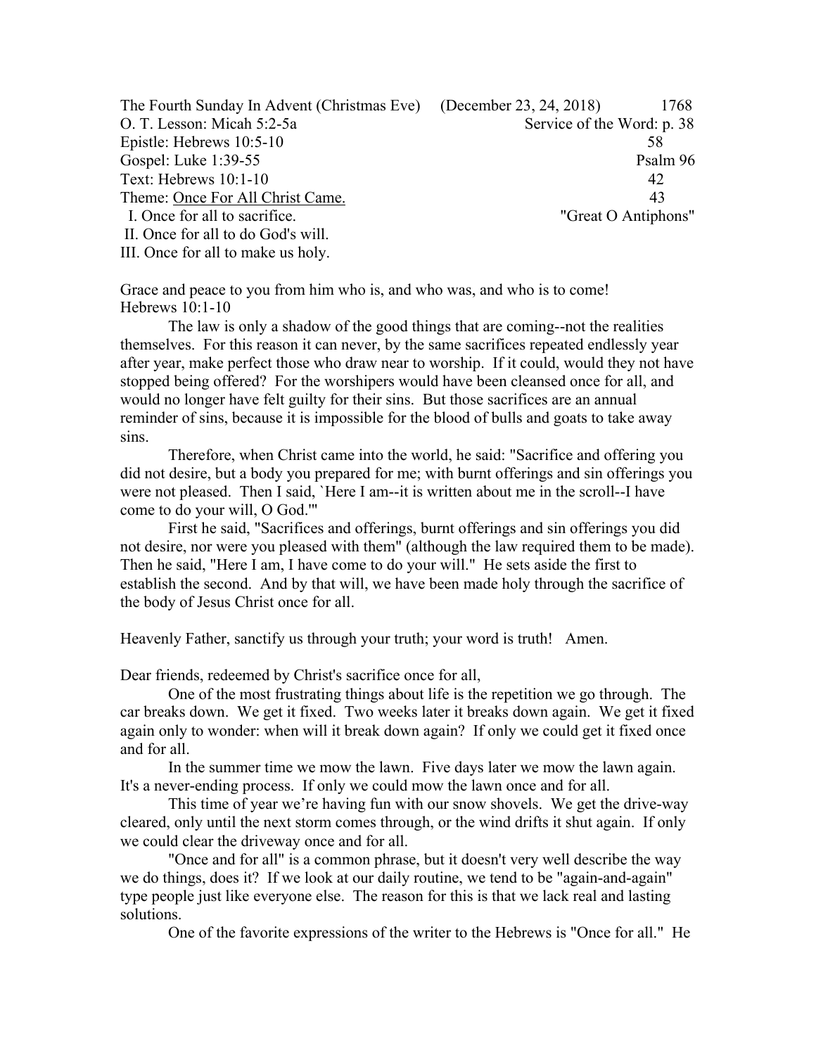The Fourth Sunday In Advent (Christmas Eve) (December 23, 24, 2018) 1768

| | |
|---|---|
| O. T. Lesson: Micah 5:2-5a | Service of the Word: p. 38 |
| Epistle: Hebrews 10:5-10 | 58 |
| Gospel: Luke 1:39-55 | Psalm 96 |
| Text: Hebrews 10:1-10 | 42 |
| Theme: <u>Once For All Christ Came.</u> | 43 |
| I. Once for all to sacrifice. | "Great O Antiphons" |
| II. Once for all to do God's will. | |
| III. Once for all to make us holy. | |

Grace and peace to you from him who is, and who was, and who is to come!
Hebrews 10:1-10

The law is only a shadow of the good things that are coming--not the realities themselves. For this reason it can never, by the same sacrifices repeated endlessly year after year, make perfect those who draw near to worship. If it could, would they not have stopped being offered? For the worshipers would have been cleansed once for all, and would no longer have felt guilty for their sins. But those sacrifices are an annual reminder of sins, because it is impossible for the blood of bulls and goats to take away sins.

Therefore, when Christ came into the world, he said: "Sacrifice and offering you did not desire, but a body you prepared for me; with burnt offerings and sin offerings you were not pleased. Then I said, `Here I am--it is written about me in the scroll--I have come to do your will, O God.'"

First he said, "Sacrifices and offerings, burnt offerings and sin offerings you did not desire, nor were you pleased with them" (although the law required them to be made). Then he said, "Here I am, I have come to do your will." He sets aside the first to establish the second. And by that will, we have been made holy through the sacrifice of the body of Jesus Christ once for all.

Heavenly Father, sanctify us through your truth; your word is truth! Amen.

Dear friends, redeemed by Christ's sacrifice once for all,

One of the most frustrating things about life is the repetition we go through. The car breaks down. We get it fixed. Two weeks later it breaks down again. We get it fixed again only to wonder: when will it break down again? If only we could get it fixed once and for all.

In the summer time we mow the lawn. Five days later we mow the lawn again. It's a never-ending process. If only we could mow the lawn once and for all.

This time of year we're having fun with our snow shovels. We get the drive-way cleared, only until the next storm comes through, or the wind drifts it shut again. If only we could clear the driveway once and for all.

"Once and for all" is a common phrase, but it doesn't very well describe the way we do things, does it? If we look at our daily routine, we tend to be "again-and-again" type people just like everyone else. The reason for this is that we lack real and lasting solutions.

One of the favorite expressions of the writer to the Hebrews is "Once for all." He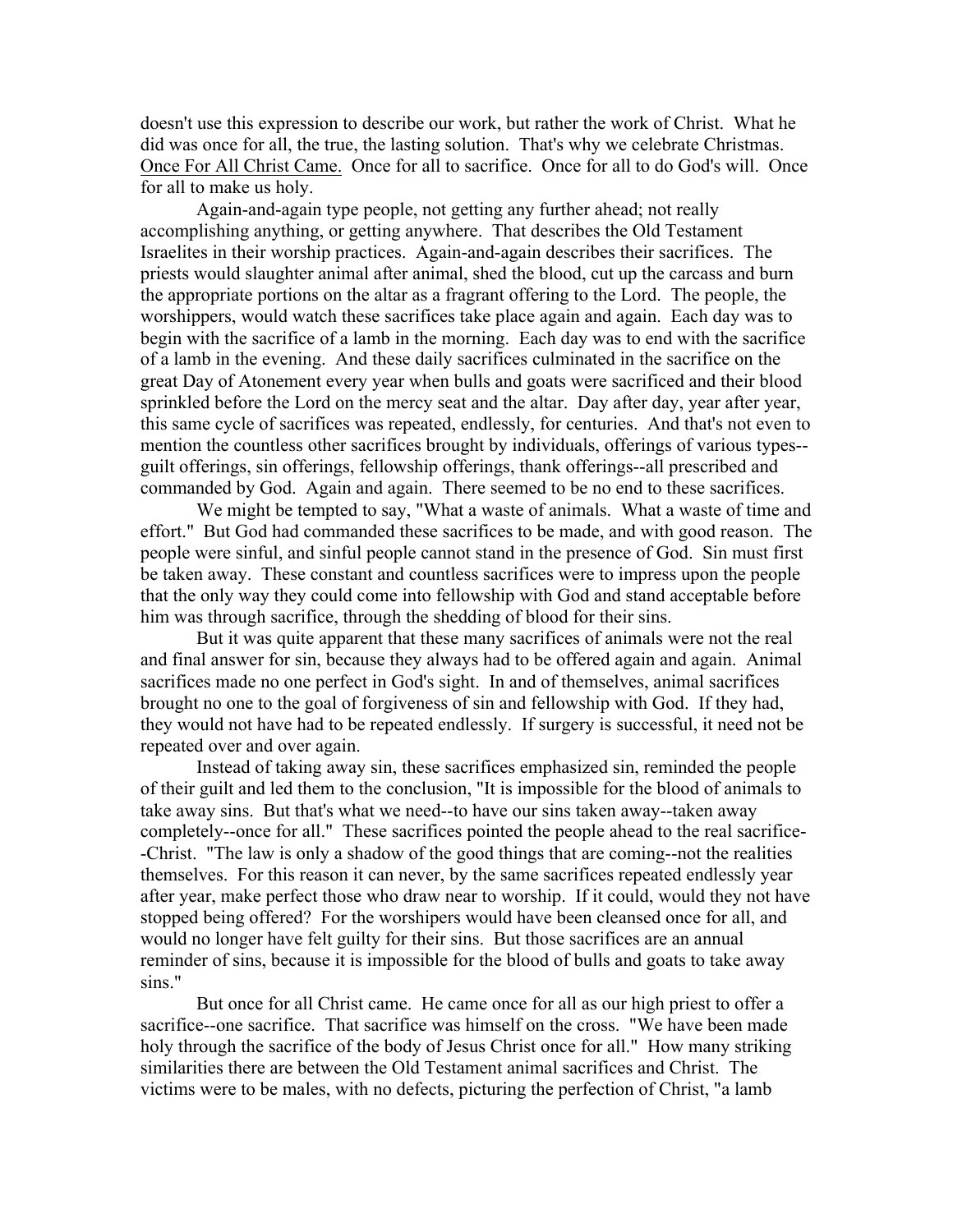doesn't use this expression to describe our work, but rather the work of Christ. What he did was once for all, the true, the lasting solution. That's why we celebrate Christmas. <u>Once For All Christ Came.</u> Once for all to sacrifice. Once for all to do God's will. Once for all to make us holy.

Again-and-again type people, not getting any further ahead; not really accomplishing anything, or getting anywhere. That describes the Old Testament Israelites in their worship practices. Again-and-again describes their sacrifices. The priests would slaughter animal after animal, shed the blood, cut up the carcass and burn the appropriate portions on the altar as a fragrant offering to the Lord. The people, the worshippers, would watch these sacrifices take place again and again. Each day was to begin with the sacrifice of a lamb in the morning. Each day was to end with the sacrifice of a lamb in the evening. And these daily sacrifices culminated in the sacrifice on the great Day of Atonement every year when bulls and goats were sacrificed and their blood sprinkled before the Lord on the mercy seat and the altar. Day after day, year after year, this same cycle of sacrifices was repeated, endlessly, for centuries. And that's not even to mention the countless other sacrifices brought by individuals, offerings of various types--guilt offerings, sin offerings, fellowship offerings, thank offerings--all prescribed and commanded by God. Again and again. There seemed to be no end to these sacrifices.

We might be tempted to say, "What a waste of animals. What a waste of time and effort." But God had commanded these sacrifices to be made, and with good reason. The people were sinful, and sinful people cannot stand in the presence of God. Sin must first be taken away. These constant and countless sacrifices were to impress upon the people that the only way they could come into fellowship with God and stand acceptable before him was through sacrifice, through the shedding of blood for their sins.

But it was quite apparent that these many sacrifices of animals were not the real and final answer for sin, because they always had to be offered again and again. Animal sacrifices made no one perfect in God's sight. In and of themselves, animal sacrifices brought no one to the goal of forgiveness of sin and fellowship with God. If they had, they would not have had to be repeated endlessly. If surgery is successful, it need not be repeated over and over again.

Instead of taking away sin, these sacrifices emphasized sin, reminded the people of their guilt and led them to the conclusion, "It is impossible for the blood of animals to take away sins. But that's what we need--to have our sins taken away--taken away completely--once for all." These sacrifices pointed the people ahead to the real sacrifice--Christ. "The law is only a shadow of the good things that are coming--not the realities themselves. For this reason it can never, by the same sacrifices repeated endlessly year after year, make perfect those who draw near to worship. If it could, would they not have stopped being offered? For the worshipers would have been cleansed once for all, and would no longer have felt guilty for their sins. But those sacrifices are an annual reminder of sins, because it is impossible for the blood of bulls and goats to take away sins."

But once for all Christ came. He came once for all as our high priest to offer a sacrifice--one sacrifice. That sacrifice was himself on the cross. "We have been made holy through the sacrifice of the body of Jesus Christ once for all." How many striking similarities there are between the Old Testament animal sacrifices and Christ. The victims were to be males, with no defects, picturing the perfection of Christ, "a lamb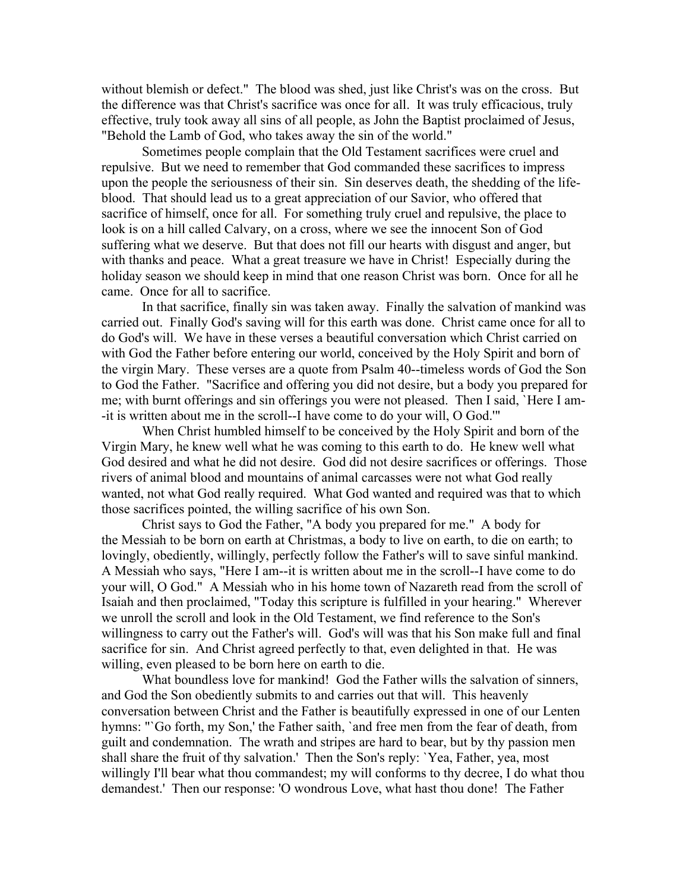without blemish or defect." The blood was shed, just like Christ's was on the cross. But the difference was that Christ's sacrifice was once for all. It was truly efficacious, truly effective, truly took away all sins of all people, as John the Baptist proclaimed of Jesus, "Behold the Lamb of God, who takes away the sin of the world."

Sometimes people complain that the Old Testament sacrifices were cruel and repulsive. But we need to remember that God commanded these sacrifices to impress upon the people the seriousness of their sin. Sin deserves death, the shedding of the life-blood. That should lead us to a great appreciation of our Savior, who offered that sacrifice of himself, once for all. For something truly cruel and repulsive, the place to look is on a hill called Calvary, on a cross, where we see the innocent Son of God suffering what we deserve. But that does not fill our hearts with disgust and anger, but with thanks and peace. What a great treasure we have in Christ! Especially during the holiday season we should keep in mind that one reason Christ was born. Once for all he came. Once for all to sacrifice.

In that sacrifice, finally sin was taken away. Finally the salvation of mankind was carried out. Finally God's saving will for this earth was done. Christ came once for all to do God's will. We have in these verses a beautiful conversation which Christ carried on with God the Father before entering our world, conceived by the Holy Spirit and born of the virgin Mary. These verses are a quote from Psalm 40--timeless words of God the Son to God the Father. "Sacrifice and offering you did not desire, but a body you prepared for me; with burnt offerings and sin offerings you were not pleased. Then I said, `Here I am--it is written about me in the scroll--I have come to do your will, O God.'"

When Christ humbled himself to be conceived by the Holy Spirit and born of the Virgin Mary, he knew well what he was coming to this earth to do. He knew well what God desired and what he did not desire. God did not desire sacrifices or offerings. Those rivers of animal blood and mountains of animal carcasses were not what God really wanted, not what God really required. What God wanted and required was that to which those sacrifices pointed, the willing sacrifice of his own Son.

Christ says to God the Father, "A body you prepared for me." A body for the Messiah to be born on earth at Christmas, a body to live on earth, to die on earth; to lovingly, obediently, willingly, perfectly follow the Father's will to save sinful mankind. A Messiah who says, "Here I am--it is written about me in the scroll--I have come to do your will, O God." A Messiah who in his home town of Nazareth read from the scroll of Isaiah and then proclaimed, "Today this scripture is fulfilled in your hearing." Wherever we unroll the scroll and look in the Old Testament, we find reference to the Son's willingness to carry out the Father's will. God's will was that his Son make full and final sacrifice for sin. And Christ agreed perfectly to that, even delighted in that. He was willing, even pleased to be born here on earth to die.

What boundless love for mankind! God the Father wills the salvation of sinners, and God the Son obediently submits to and carries out that will. This heavenly conversation between Christ and the Father is beautifully expressed in one of our Lenten hymns: "`Go forth, my Son,' the Father saith, `and free men from the fear of death, from guilt and condemnation. The wrath and stripes are hard to bear, but by thy passion men shall share the fruit of thy salvation.' Then the Son's reply: `Yea, Father, yea, most willingly I'll bear what thou commandest; my will conforms to thy decree, I do what thou demandest.' Then our response: 'O wondrous Love, what hast thou done! The Father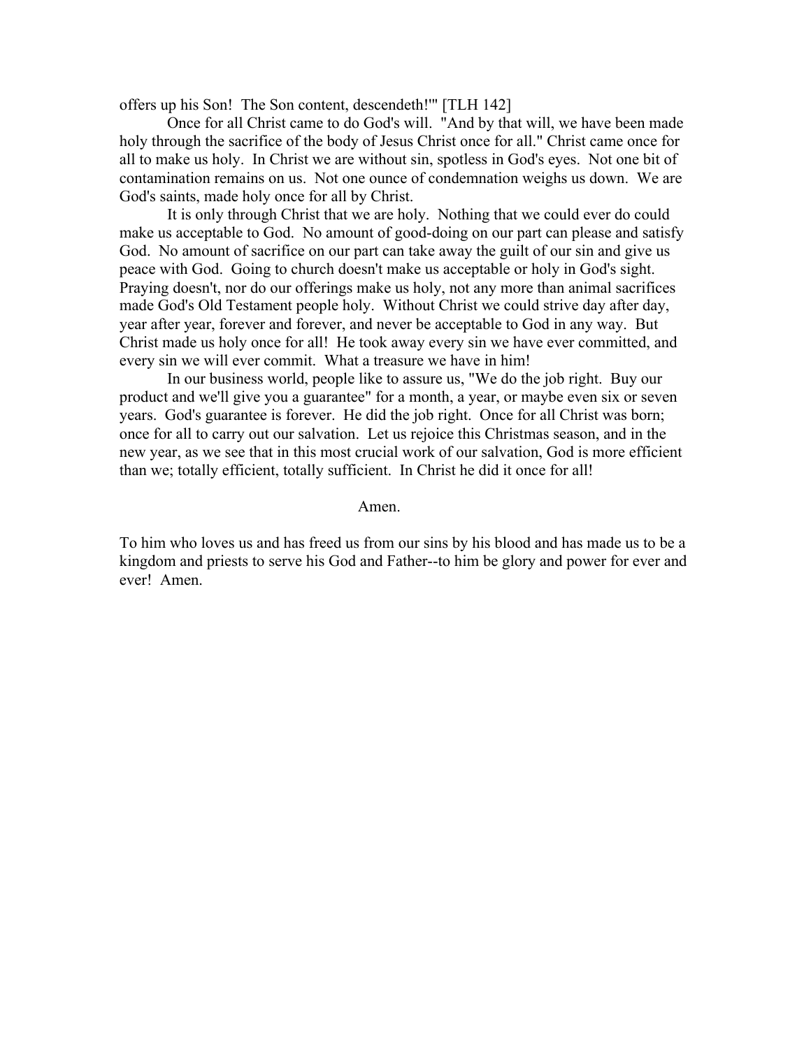offers up his Son! The Son content, descendeth!'" [TLH 142]

Once for all Christ came to do God's will. "And by that will, we have been made holy through the sacrifice of the body of Jesus Christ once for all." Christ came once for all to make us holy. In Christ we are without sin, spotless in God's eyes. Not one bit of contamination remains on us. Not one ounce of condemnation weighs us down. We are God's saints, made holy once for all by Christ.

It is only through Christ that we are holy. Nothing that we could ever do could make us acceptable to God. No amount of good-doing on our part can please and satisfy God. No amount of sacrifice on our part can take away the guilt of our sin and give us peace with God. Going to church doesn't make us acceptable or holy in God's sight. Praying doesn't, nor do our offerings make us holy, not any more than animal sacrifices made God's Old Testament people holy. Without Christ we could strive day after day, year after year, forever and forever, and never be acceptable to God in any way. But Christ made us holy once for all! He took away every sin we have ever committed, and every sin we will ever commit. What a treasure we have in him!

In our business world, people like to assure us, "We do the job right. Buy our product and we'll give you a guarantee" for a month, a year, or maybe even six or seven years. God's guarantee is forever. He did the job right. Once for all Christ was born; once for all to carry out our salvation. Let us rejoice this Christmas season, and in the new year, as we see that in this most crucial work of our salvation, God is more efficient than we; totally efficient, totally sufficient. In Christ he did it once for all!

Amen.

To him who loves us and has freed us from our sins by his blood and has made us to be a kingdom and priests to serve his God and Father--to him be glory and power for ever and ever! Amen.